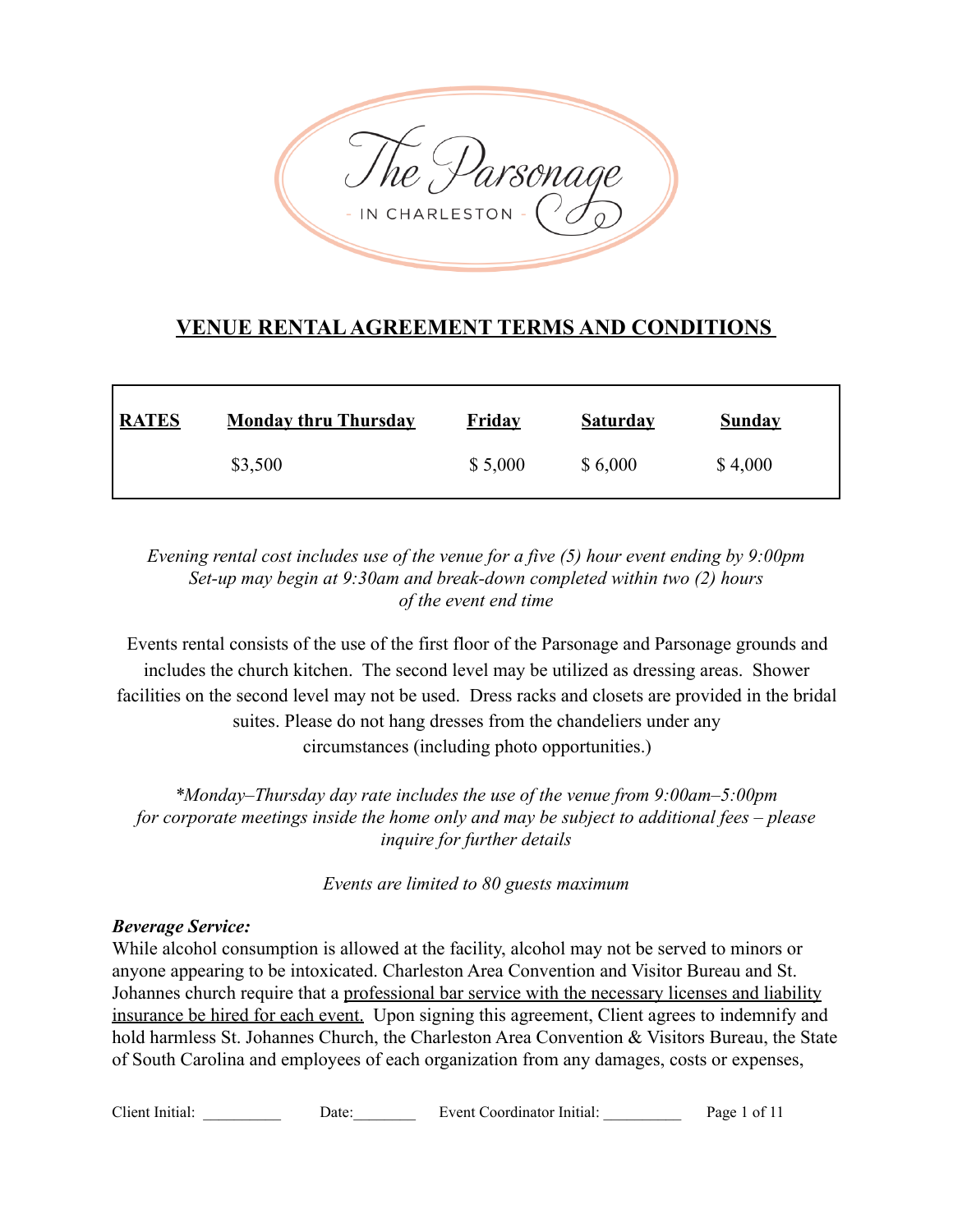The Parsonage
- IN CHARLESTON -

# VENUE RENTAL AGREEMENT TERMS AND CONDITIONS

| RATES | Monday thru Thursday | Friday | Saturday | Sunday |
|---|---|---|---|---|
| | $3,500 | $ 5,000 | $ 6,000 | $ 4,000 |

*Evening rental cost includes use of the venue for a five (5) hour event ending by 9:00pm Set-up may begin at 9:30am and break-down completed within two (2) hours of the event end time*

Events rental consists of the use of the first floor of the Parsonage and Parsonage grounds and includes the church kitchen. The second level may be utilized as dressing areas. Shower facilities on the second level may not be used. Dress racks and closets are provided in the bridal suites. Please do not hang dresses from the chandeliers under any circumstances (including photo opportunities.)

*\*Monday–Thursday day rate includes the use of the venue from 9:00am–5:00pm for corporate meetings inside the home only and may be subject to additional fees – please inquire for further details*

*Events are limited to 80 guests maximum*

***Beverage Service:***
While alcohol consumption is allowed at the facility, alcohol may not be served to minors or anyone appearing to be intoxicated. Charleston Area Convention and Visitor Bureau and St. Johannes church require that a professional bar service with the necessary licenses and liability insurance be hired for each event. Upon signing this agreement, Client agrees to indemnify and hold harmless St. Johannes Church, the Charleston Area Convention & Visitors Bureau, the State of South Carolina and employees of each organization from any damages, costs or expenses,

Client Initial: __________ Date:________ Event Coordinator Initial: __________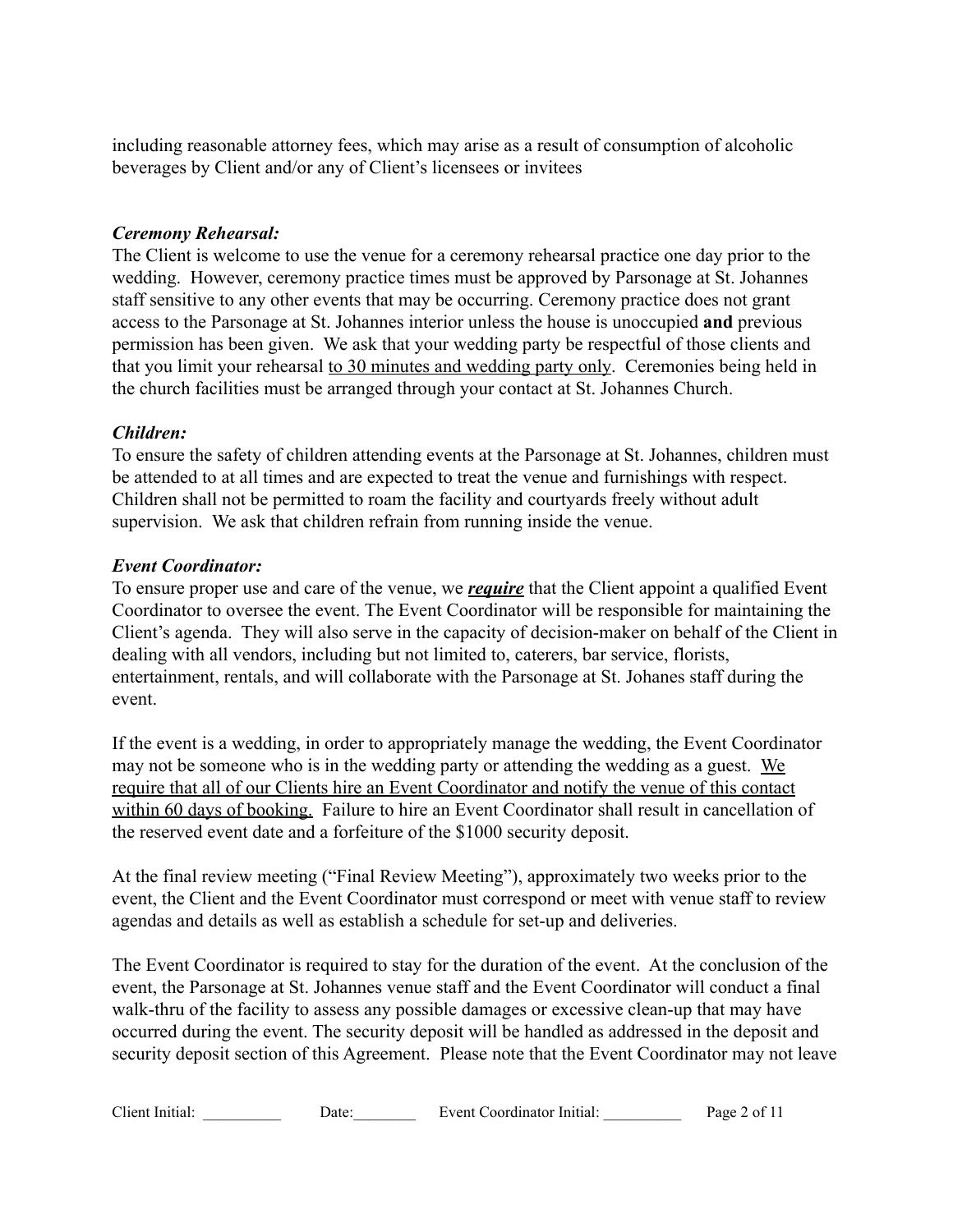including reasonable attorney fees, which may arise as a result of consumption of alcoholic beverages by Client and/or any of Client's licensees or invitees

***Ceremony Rehearsal:***
The Client is welcome to use the venue for a ceremony rehearsal practice one day prior to the wedding. However, ceremony practice times must be approved by Parsonage at St. Johannes staff sensitive to any other events that may be occurring. Ceremony practice does not grant access to the Parsonage at St. Johannes interior unless the house is unoccupied **and** previous permission has been given. We ask that your wedding party be respectful of those clients and that you limit your rehearsal <u>to 30 minutes and wedding party only</u>. Ceremonies being held in the church facilities must be arranged through your contact at St. Johannes Church.

***Children:***
To ensure the safety of children attending events at the Parsonage at St. Johannes, children must be attended to at all times and are expected to treat the venue and furnishings with respect. Children shall not be permitted to roam the facility and courtyards freely without adult supervision. We ask that children refrain from running inside the venue.

***Event Coordinator:***
To ensure proper use and care of the venue, we ***<u>require</u>*** that the Client appoint a qualified Event Coordinator to oversee the event. The Event Coordinator will be responsible for maintaining the Client's agenda. They will also serve in the capacity of decision-maker on behalf of the Client in dealing with all vendors, including but not limited to, caterers, bar service, florists, entertainment, rentals, and will collaborate with the Parsonage at St. Johanes staff during the event.

If the event is a wedding, in order to appropriately manage the wedding, the Event Coordinator may not be someone who is in the wedding party or attending the wedding as a guest. <u>We require that all of our Clients hire an Event Coordinator and notify the venue of this contact within 60 days of booking.</u> Failure to hire an Event Coordinator shall result in cancellation of the reserved event date and a forfeiture of the $1000 security deposit.

At the final review meeting ("Final Review Meeting"), approximately two weeks prior to the event, the Client and the Event Coordinator must correspond or meet with venue staff to review agendas and details as well as establish a schedule for set-up and deliveries.

The Event Coordinator is required to stay for the duration of the event. At the conclusion of the event, the Parsonage at St. Johannes venue staff and the Event Coordinator will conduct a final walk-thru of the facility to assess any possible damages or excessive clean-up that may have occurred during the event. The security deposit will be handled as addressed in the deposit and security deposit section of this Agreement. Please note that the Event Coordinator may not leave

Client Initial: __________ Date:________ Event Coordinator Initial: __________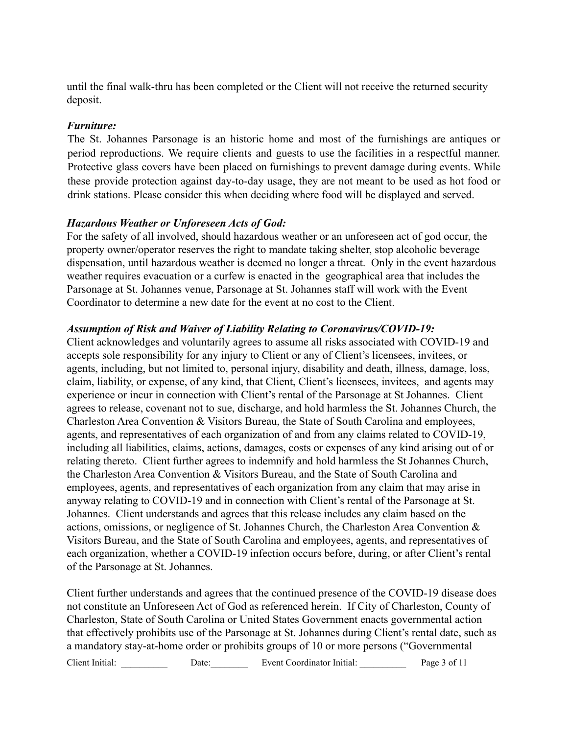until the final walk-thru has been completed or the Client will not receive the returned security deposit.

***Furniture:***

The St. Johannes Parsonage is an historic home and most of the furnishings are antiques or period reproductions. We require clients and guests to use the facilities in a respectful manner. Protective glass covers have been placed on furnishings to prevent damage during events. While these provide protection against day-to-day usage, they are not meant to be used as hot food or drink stations. Please consider this when deciding where food will be displayed and served.

***Hazardous Weather or Unforeseen Acts of God:***

For the safety of all involved, should hazardous weather or an unforeseen act of god occur, the property owner/operator reserves the right to mandate taking shelter, stop alcoholic beverage dispensation, until hazardous weather is deemed no longer a threat. Only in the event hazardous weather requires evacuation or a curfew is enacted in the geographical area that includes the Parsonage at St. Johannes venue, Parsonage at St. Johannes staff will work with the Event Coordinator to determine a new date for the event at no cost to the Client.

***Assumption of Risk and Waiver of Liability Relating to Coronavirus/COVID-19:***

Client acknowledges and voluntarily agrees to assume all risks associated with COVID-19 and accepts sole responsibility for any injury to Client or any of Client's licensees, invitees, or agents, including, but not limited to, personal injury, disability and death, illness, damage, loss, claim, liability, or expense, of any kind, that Client, Client's licensees, invitees, and agents may experience or incur in connection with Client's rental of the Parsonage at St Johannes. Client agrees to release, covenant not to sue, discharge, and hold harmless the St. Johannes Church, the Charleston Area Convention & Visitors Bureau, the State of South Carolina and employees, agents, and representatives of each organization of and from any claims related to COVID-19, including all liabilities, claims, actions, damages, costs or expenses of any kind arising out of or relating thereto. Client further agrees to indemnify and hold harmless the St Johannes Church, the Charleston Area Convention & Visitors Bureau, and the State of South Carolina and employees, agents, and representatives of each organization from any claim that may arise in anyway relating to COVID-19 and in connection with Client's rental of the Parsonage at St. Johannes. Client understands and agrees that this release includes any claim based on the actions, omissions, or negligence of St. Johannes Church, the Charleston Area Convention & Visitors Bureau, and the State of South Carolina and employees, agents, and representatives of each organization, whether a COVID-19 infection occurs before, during, or after Client's rental of the Parsonage at St. Johannes.

Client further understands and agrees that the continued presence of the COVID-19 disease does not constitute an Unforeseen Act of God as referenced herein. If City of Charleston, County of Charleston, State of South Carolina or United States Government enacts governmental action that effectively prohibits use of the Parsonage at St. Johannes during Client's rental date, such as a mandatory stay-at-home order or prohibits groups of 10 or more persons ("Governmental

Client Initial: __________ Date:________ Event Coordinator Initial: __________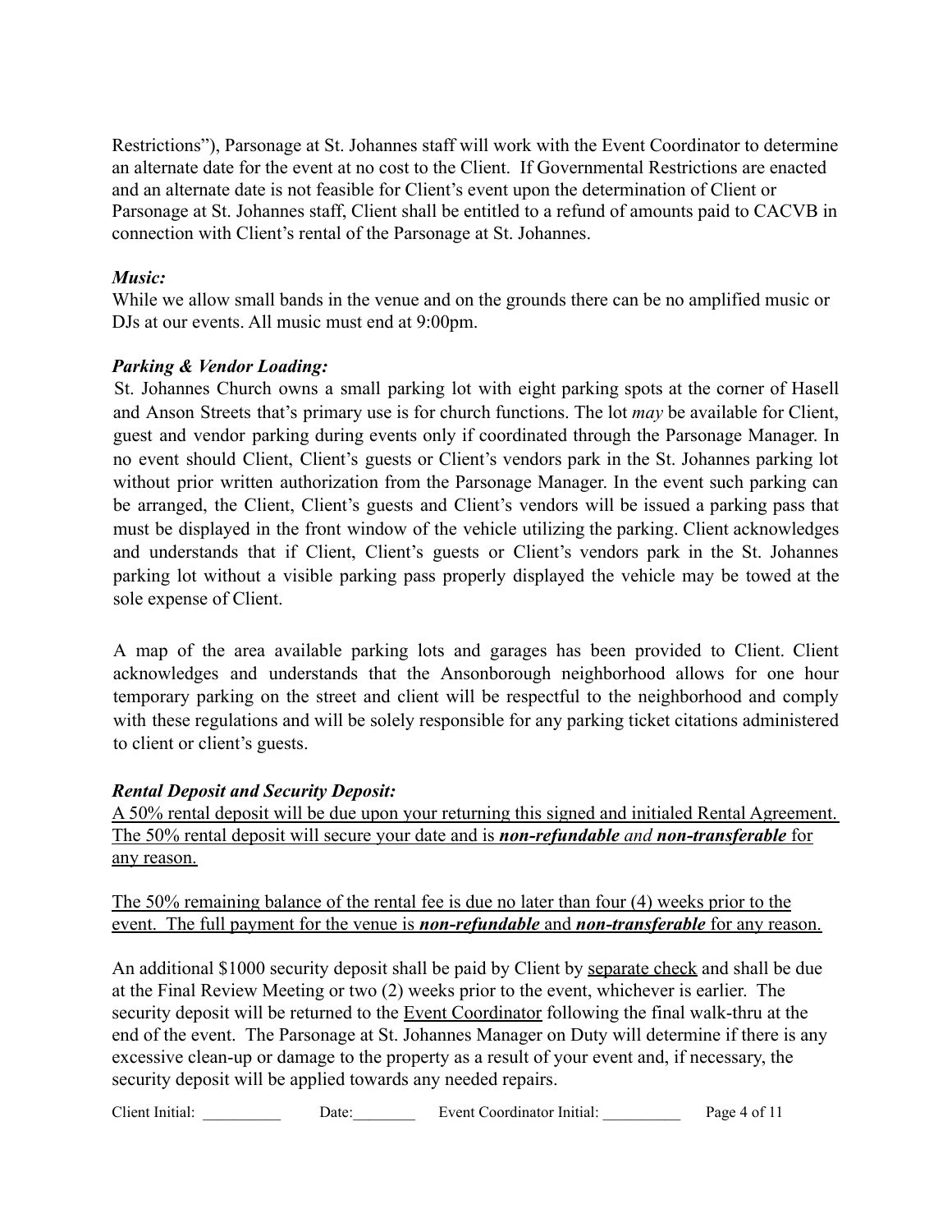Restrictions"), Parsonage at St. Johannes staff will work with the Event Coordinator to determine an alternate date for the event at no cost to the Client. If Governmental Restrictions are enacted and an alternate date is not feasible for Client's event upon the determination of Client or Parsonage at St. Johannes staff, Client shall be entitled to a refund of amounts paid to CACVB in connection with Client's rental of the Parsonage at St. Johannes.

***Music:***

While we allow small bands in the venue and on the grounds there can be no amplified music or DJs at our events. All music must end at 9:00pm.

***Parking & Vendor Loading:***

St. Johannes Church owns a small parking lot with eight parking spots at the corner of Hasell and Anson Streets that's primary use is for church functions. The lot *may* be available for Client, guest and vendor parking during events only if coordinated through the Parsonage Manager. In no event should Client, Client's guests or Client's vendors park in the St. Johannes parking lot without prior written authorization from the Parsonage Manager. In the event such parking can be arranged, the Client, Client's guests and Client's vendors will be issued a parking pass that must be displayed in the front window of the vehicle utilizing the parking. Client acknowledges and understands that if Client, Client's guests or Client's vendors park in the St. Johannes parking lot without a visible parking pass properly displayed the vehicle may be towed at the sole expense of Client.

A map of the area available parking lots and garages has been provided to Client. Client acknowledges and understands that the Ansonborough neighborhood allows for one hour temporary parking on the street and client will be respectful to the neighborhood and comply with these regulations and will be solely responsible for any parking ticket citations administered to client or client's guests.

***Rental Deposit and Security Deposit:***

<u>A 50% rental deposit will be due upon your returning this signed and initialed Rental Agreement. The 50% rental deposit will secure your date and is ***non-refundable*** *and* ***non-transferable*** for any reason.</u>

<u>The 50% remaining balance of the rental fee is due no later than four (4) weeks prior to the event. The full payment for the venue is ***non-refundable*** and ***non-transferable*** for any reason.</u>

An additional $1000 security deposit shall be paid by Client by <u>separate check</u> and shall be due at the Final Review Meeting or two (2) weeks prior to the event, whichever is earlier. The security deposit will be returned to the <u>Event Coordinator</u> following the final walk-thru at the end of the event. The Parsonage at St. Johannes Manager on Duty will determine if there is any excessive clean-up or damage to the property as a result of your event and, if necessary, the security deposit will be applied towards any needed repairs.

Client Initial: __________ Date:________ Event Coordinator Initial: __________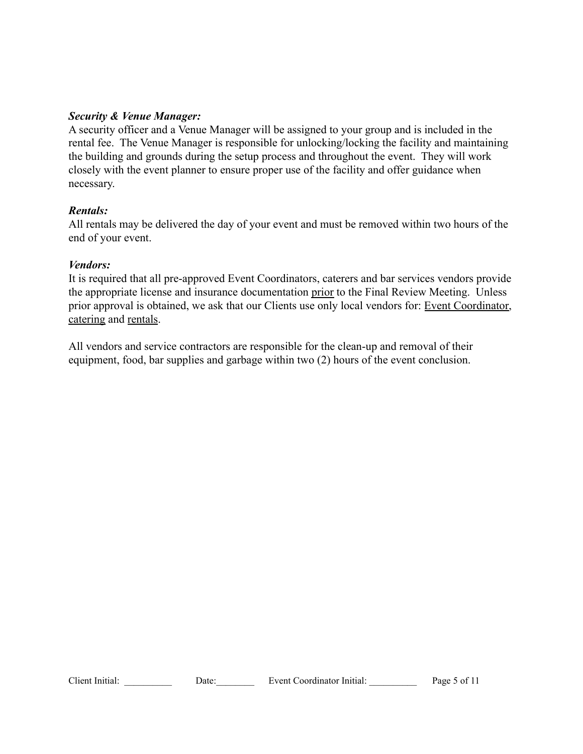***Security & Venue Manager:***
A security officer and a Venue Manager will be assigned to your group and is included in the rental fee. The Venue Manager is responsible for unlocking/locking the facility and maintaining the building and grounds during the setup process and throughout the event. They will work closely with the event planner to ensure proper use of the facility and offer guidance when necessary.

***Rentals:***
All rentals may be delivered the day of your event and must be removed within two hours of the end of your event.

***Vendors:***
It is required that all pre-approved Event Coordinators, caterers and bar services vendors provide the appropriate license and insurance documentation <u>prior</u> to the Final Review Meeting. Unless prior approval is obtained, we ask that our Clients use only local vendors for: <u>Event Coordinator</u>, <u>catering</u> and <u>rentals</u>.

All vendors and service contractors are responsible for the clean-up and removal of their equipment, food, bar supplies and garbage within two (2) hours of the event conclusion.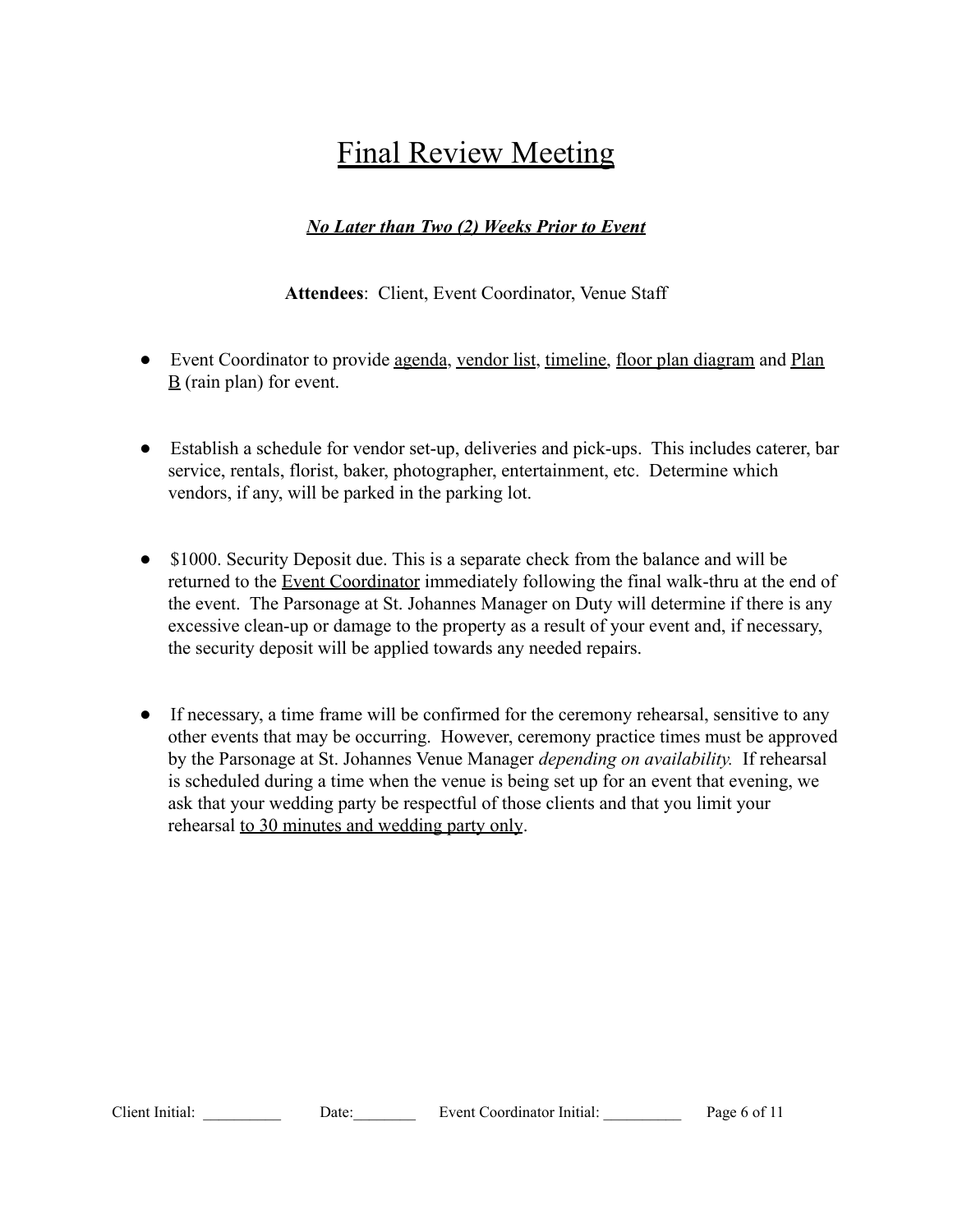# Final Review Meeting

***No Later than Two (2) Weeks Prior to Event***

**Attendees**: Client, Event Coordinator, Venue Staff

- Event Coordinator to provide agenda, vendor list, timeline, floor plan diagram and Plan B (rain plan) for event.

- Establish a schedule for vendor set-up, deliveries and pick-ups. This includes caterer, bar service, rentals, florist, baker, photographer, entertainment, etc. Determine which vendors, if any, will be parked in the parking lot.

- $1000. Security Deposit due. This is a separate check from the balance and will be returned to the Event Coordinator immediately following the final walk-thru at the end of the event. The Parsonage at St. Johannes Manager on Duty will determine if there is any excessive clean-up or damage to the property as a result of your event and, if necessary, the security deposit will be applied towards any needed repairs.

- If necessary, a time frame will be confirmed for the ceremony rehearsal, sensitive to any other events that may be occurring. However, ceremony practice times must be approved by the Parsonage at St. Johannes Venue Manager *depending on availability.* If rehearsal is scheduled during a time when the venue is being set up for an event that evening, we ask that your wedding party be respectful of those clients and that you limit your rehearsal to 30 minutes and wedding party only.

Client Initial: __________ Date:________ Event Coordinator Initial: __________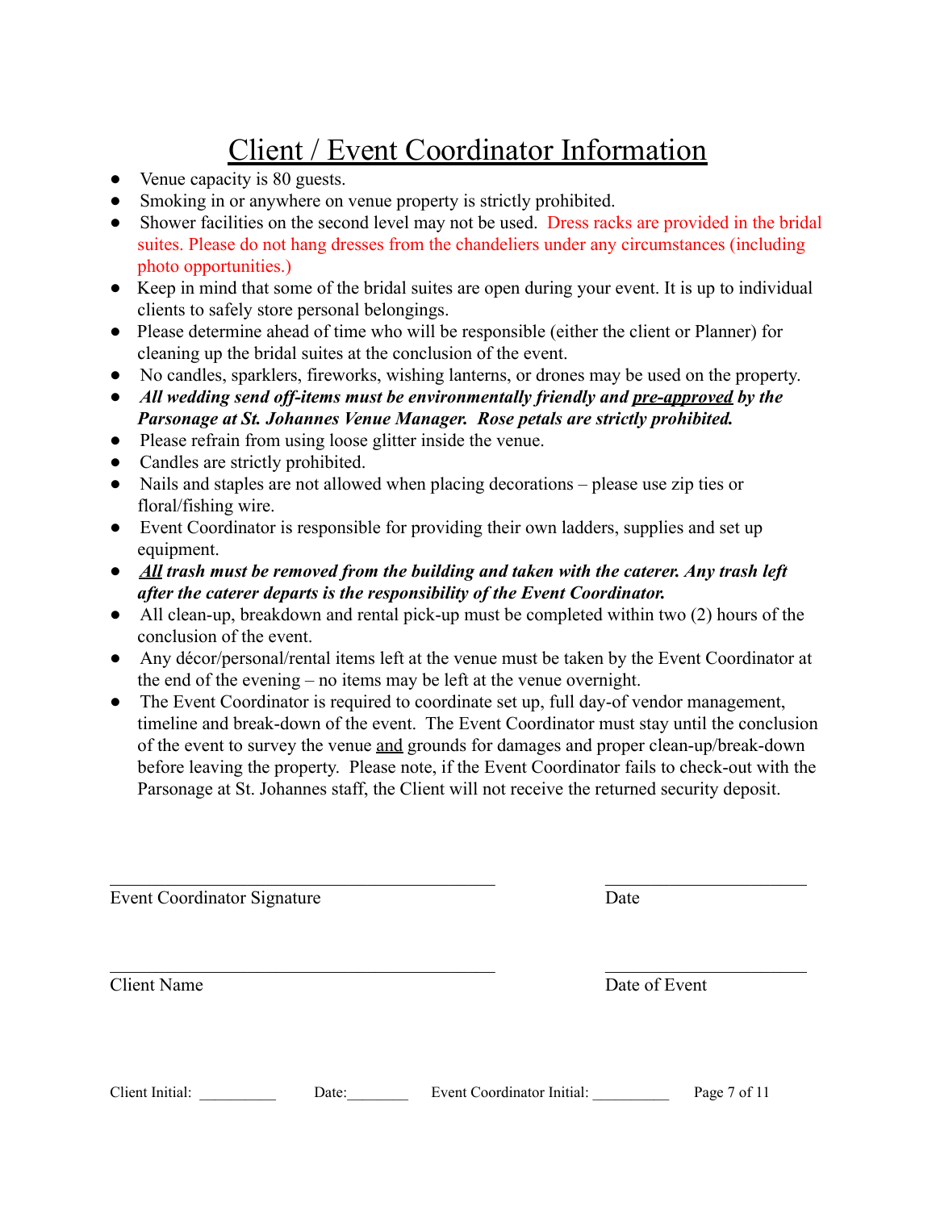# Client / Event Coordinator Information

- Venue capacity is 80 guests.
- Smoking in or anywhere on venue property is strictly prohibited.
- Shower facilities on the second level may not be used. Dress racks are provided in the bridal suites. Please do not hang dresses from the chandeliers under any circumstances (including photo opportunities.)
- Keep in mind that some of the bridal suites are open during your event. It is up to individual clients to safely store personal belongings.
- Please determine ahead of time who will be responsible (either the client or Planner) for cleaning up the bridal suites at the conclusion of the event.
- No candles, sparklers, fireworks, wishing lanterns, or drones may be used on the property.
- ***All wedding send off-items must be environmentally friendly and pre-approved by the Parsonage at St. Johannes Venue Manager. Rose petals are strictly prohibited.***
- Please refrain from using loose glitter inside the venue.
- Candles are strictly prohibited.
- Nails and staples are not allowed when placing decorations – please use zip ties or floral/fishing wire.
- Event Coordinator is responsible for providing their own ladders, supplies and set up equipment.
- ***All trash must be removed from the building and taken with the caterer. Any trash left after the caterer departs is the responsibility of the Event Coordinator.***
- All clean-up, breakdown and rental pick-up must be completed within two (2) hours of the conclusion of the event.
- Any décor/personal/rental items left at the venue must be taken by the Event Coordinator at the end of the evening – no items may be left at the venue overnight.
- The Event Coordinator is required to coordinate set up, full day-of vendor management, timeline and break-down of the event. The Event Coordinator must stay until the conclusion of the event to survey the venue and grounds for damages and proper clean-up/break-down before leaving the property. Please note, if the Event Coordinator fails to check-out with the Parsonage at St. Johannes staff, the Client will not receive the returned security deposit.

\_\_\_\_\_\_\_\_\_\_\_\_\_\_\_\_\_\_\_\_\_\_\_\_\_\_\_\_\_\_\_\_\_\_\_\_\_\_\_\_ \_\_\_\_\_\_\_\_\_\_\_\_\_\_\_\_\_\_\_\_\_\_
Event Coordinator Signature Date

\_\_\_\_\_\_\_\_\_\_\_\_\_\_\_\_\_\_\_\_\_\_\_\_\_\_\_\_\_\_\_\_\_\_\_\_\_\_\_\_ \_\_\_\_\_\_\_\_\_\_\_\_\_\_\_\_\_\_\_\_\_\_
Client Name Date of Event

Client Initial: \_\_\_\_\_\_\_\_\_\_ Date:\_\_\_\_\_\_\_\_ Event Coordinator Initial: \_\_\_\_\_\_\_\_\_\_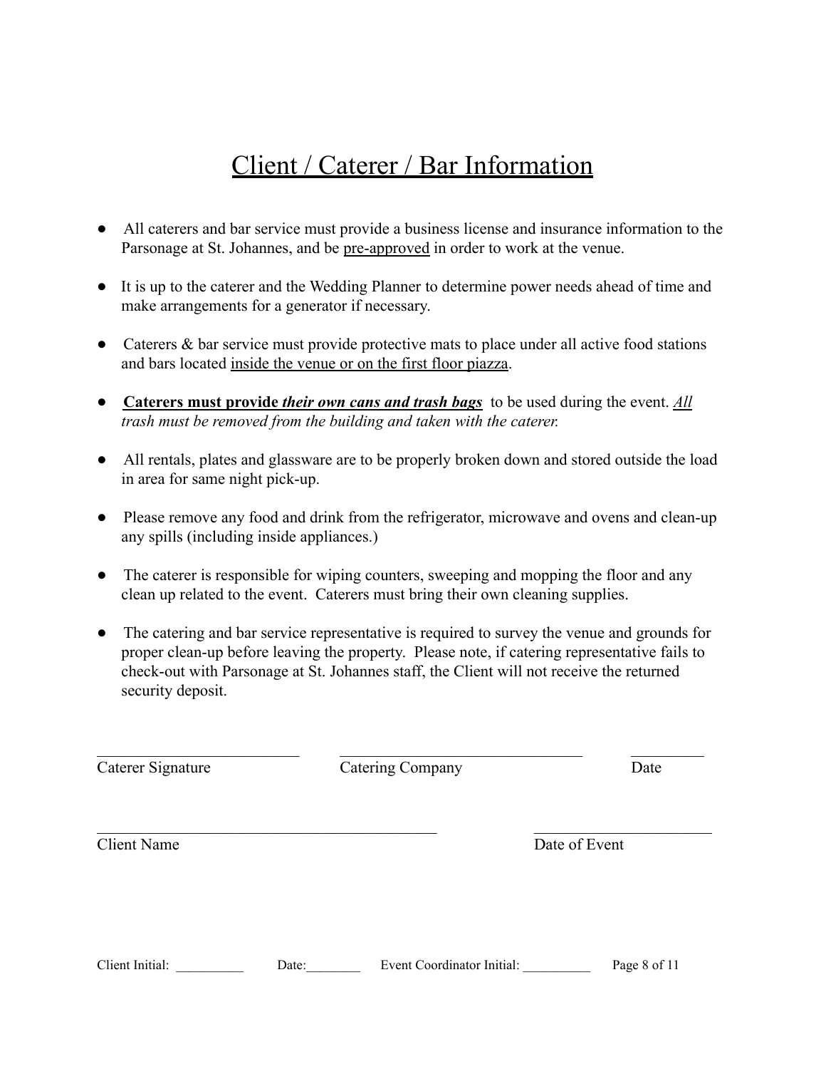# Client / Caterer / Bar Information

- All caterers and bar service must provide a business license and insurance information to the Parsonage at St. Johannes, and be pre-approved in order to work at the venue.
- It is up to the caterer and the Wedding Planner to determine power needs ahead of time and make arrangements for a generator if necessary.
- Caterers & bar service must provide protective mats to place under all active food stations and bars located inside the venue or on the first floor piazza.
- **Caterers must provide *their own cans and trash bags*** to be used during the event. *All trash must be removed from the building and taken with the caterer.*
- All rentals, plates and glassware are to be properly broken down and stored outside the load in area for same night pick-up.
- Please remove any food and drink from the refrigerator, microwave and ovens and clean-up any spills (including inside appliances.)
- The caterer is responsible for wiping counters, sweeping and mopping the floor and any clean up related to the event. Caterers must bring their own cleaning supplies.
- The catering and bar service representative is required to survey the venue and grounds for proper clean-up before leaving the property. Please note, if catering representative fails to check-out with Parsonage at St. Johannes staff, the Client will not receive the returned security deposit.

_________________________ _____________________________ _________
Caterer Signature Catering Company Date

________________________________________ ______________________
Client Name Date of Event

Client Initial: __________ Date:________ Event Coordinator Initial: __________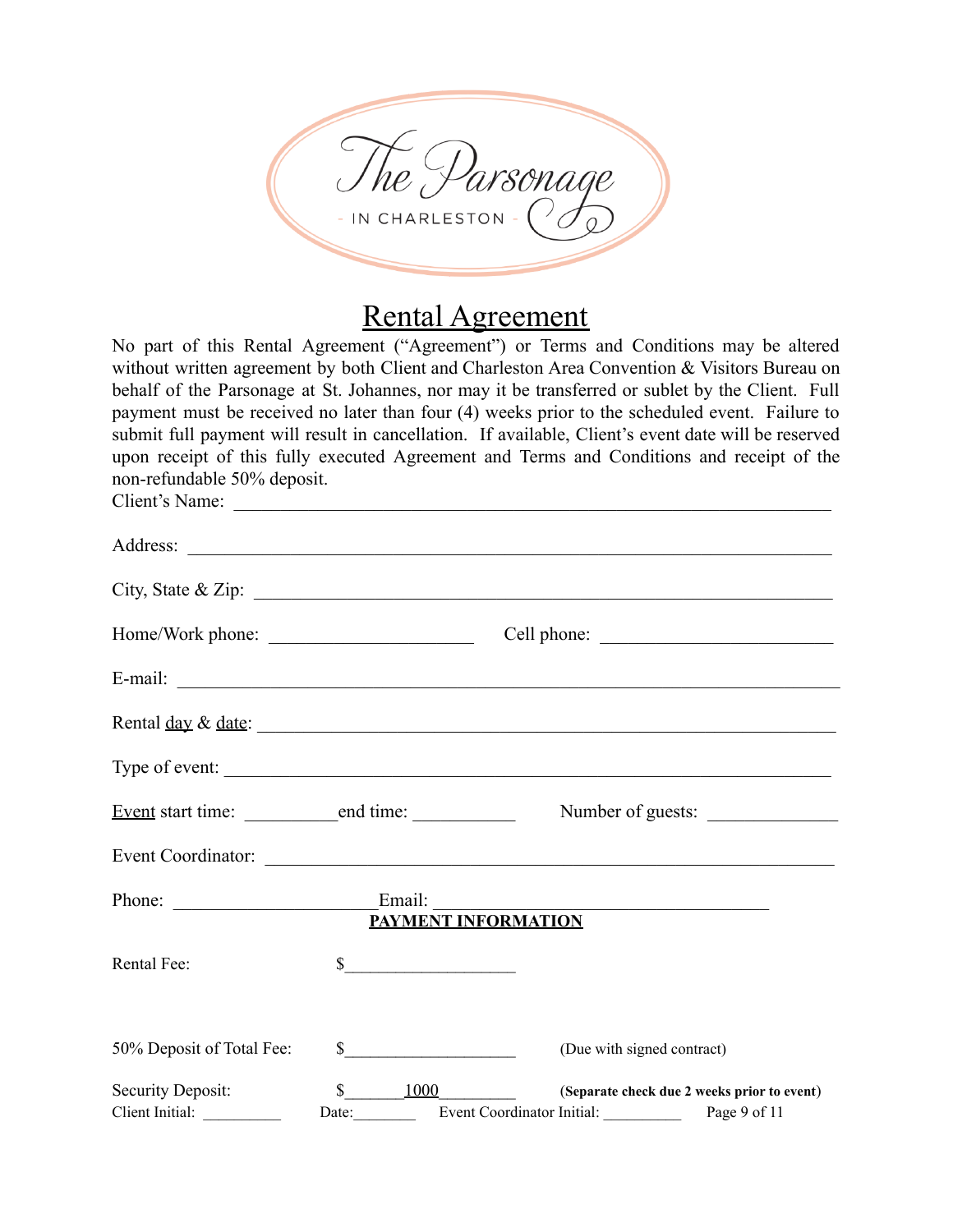The Parsonage

- IN CHARLESTON -

# Rental Agreement

No part of this Rental Agreement ("Agreement") or Terms and Conditions may be altered without written agreement by both Client and Charleston Area Convention & Visitors Bureau on behalf of the Parsonage at St. Johannes, nor may it be transferred or sublet by the Client. Full payment must be received no later than four (4) weeks prior to the scheduled event. Failure to submit full payment will result in cancellation. If available, Client's event date will be reserved upon receipt of this fully executed Agreement and Terms and Conditions and receipt of the non-refundable 50% deposit.

Client's Name: ______________________________________________________________

Address: ____________________________________________________________________

City, State & Zip: ___________________________________________________________

Home/Work phone: ______________________ Cell phone: ________________________

E-mail: _____________________________________________________________________

Rental day & date: ___________________________________________________________

Type of event: _______________________________________________________________

Event start time: __________ end time: ___________ Number of guests: ______________

Event Coordinator: ___________________________________________________________

Phone: _____________________ Email: ____________________________________

**PAYMENT INFORMATION**

Rental Fee: $____________________

50% Deposit of Total Fee: $____________________ (Due with signed contract)

Security Deposit: $_______1000_________ **(Separate check due 2 weeks prior to event)**

Client Initial: __________ Date:________ Event Coordinator Initial: __________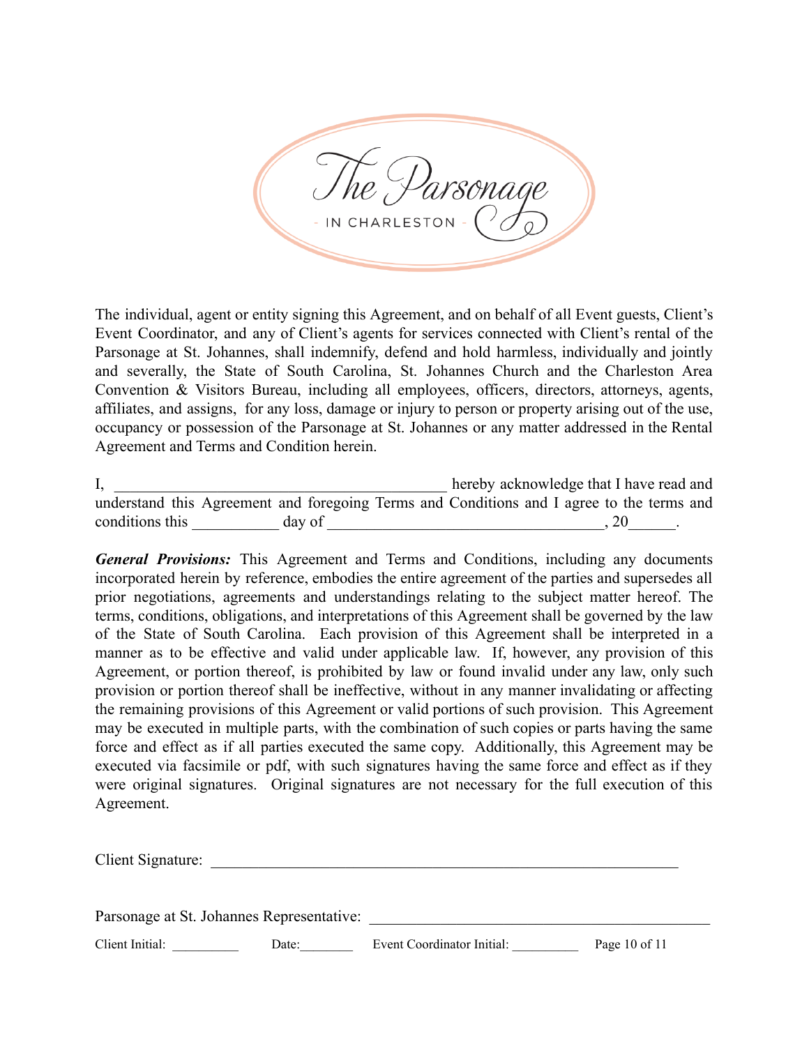The individual, agent or entity signing this Agreement, and on behalf of all Event guests, Client's Event Coordinator, and any of Client's agents for services connected with Client's rental of the Parsonage at St. Johannes, shall indemnify, defend and hold harmless, individually and jointly and severally, the State of South Carolina, St. Johannes Church and the Charleston Area Convention & Visitors Bureau, including all employees, officers, directors, attorneys, agents, affiliates, and assigns, for any loss, damage or injury to person or property arising out of the use, occupancy or possession of the Parsonage at St. Johannes or any matter addressed in the Rental Agreement and Terms and Condition herein.

I, ____________________________________________ hereby acknowledge that I have read and understand this Agreement and foregoing Terms and Conditions and I agree to the terms and conditions this ___________ day of ____________________________________, 20______.

***General Provisions:*** This Agreement and Terms and Conditions, including any documents incorporated herein by reference, embodies the entire agreement of the parties and supersedes all prior negotiations, agreements and understandings relating to the subject matter hereof. The terms, conditions, obligations, and interpretations of this Agreement shall be governed by the law of the State of South Carolina. Each provision of this Agreement shall be interpreted in a manner as to be effective and valid under applicable law. If, however, any provision of this Agreement, or portion thereof, is prohibited by law or found invalid under any law, only such provision or portion thereof shall be ineffective, without in any manner invalidating or affecting the remaining provisions of this Agreement or valid portions of such provision. This Agreement may be executed in multiple parts, with the combination of such copies or parts having the same force and effect as if all parties executed the same copy. Additionally, this Agreement may be executed via facsimile or pdf, with such signatures having the same force and effect as if they were original signatures. Original signatures are not necessary for the full execution of this Agreement.

Client Signature: _____________________________________________________________

Parsonage at St. Johannes Representative: ____________________________________________

Client Initial: __________ Date:________ Event Coordinator Initial: __________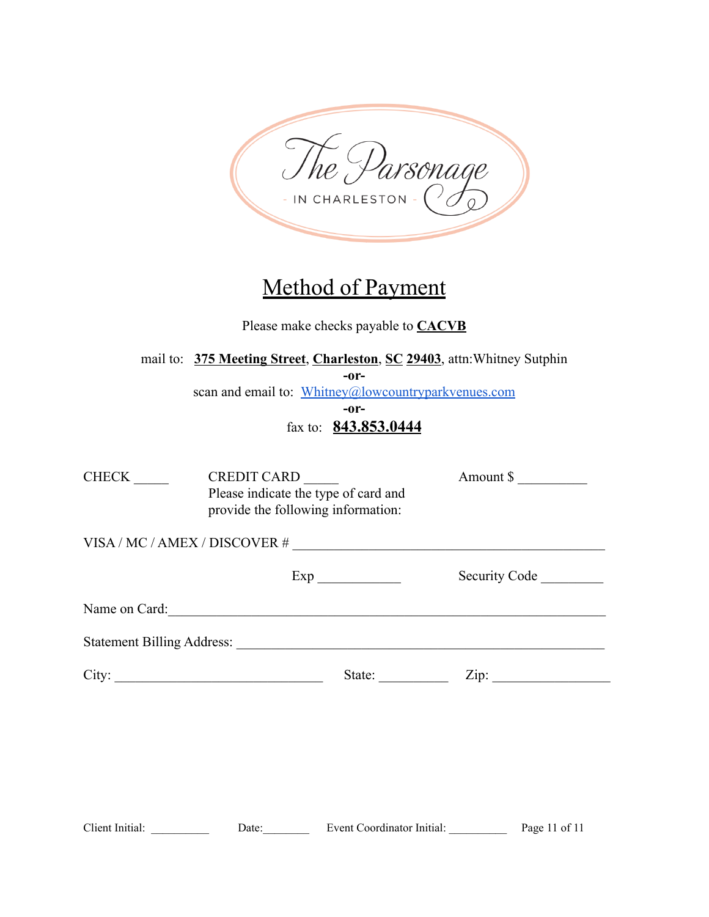The Parsonage

- IN CHARLESTON -

# Method of Payment

Please make checks payable to **CACVB**

mail to: **375 Meeting Street**, **Charleston**, **SC 29403**, attn:Whitney Sutphin

**-or-**

scan and email to: Whitney@lowcountryparkvenues.com

**-or-**

fax to: **843.853.0444**

CHECK _____ CREDIT CARD _____ Amount $ __________

Please indicate the type of card and provide the following information:

VISA / MC / AMEX / DISCOVER # ____________________________________________

Exp ____________ Security Code _________

Name on Card:______________________________________________________________

Statement Billing Address: ___________________________________________________

City: ______________________________ State: __________ Zip: ________________

Client Initial: __________ Date:________ Event Coordinator Initial: __________